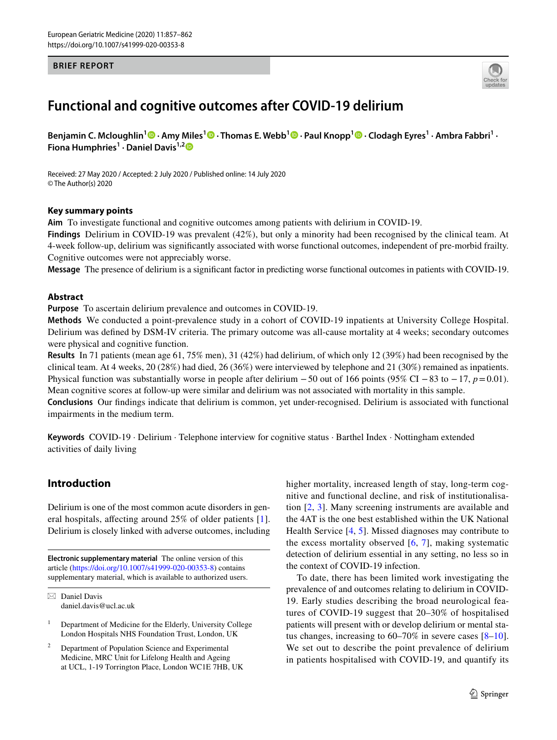BRIEF REPORT

# Functional and cognitive outcomes after COVID-19 delirium

**Benjamin C. Mcloughlin[1] · Amy Miles[1] · Thomas E. Webb[1] · Paul Knopp[1] · Clodagh Eyres[1] · Ambra Fabbri[1] · Fiona Humphries[1] · Daniel Davis[1,2]**

Received: 27 May 2020 / Accepted: 2 July 2020 / Published online: 14 July 2020
© The Author(s) 2020

## Key summary points

**Aim** To investigate functional and cognitive outcomes among patients with delirium in COVID-19.

**Findings** Delirium in COVID-19 was prevalent (42%), but only a minority had been recognised by the clinical team. At 4-week follow-up, delirium was significantly associated with worse functional outcomes, independent of pre-morbid frailty. Cognitive outcomes were not appreciably worse.

**Message** The presence of delirium is a significant factor in predicting worse functional outcomes in patients with COVID-19.

## Abstract

**Purpose** To ascertain delirium prevalence and outcomes in COVID-19.

**Methods** We conducted a point-prevalence study in a cohort of COVID-19 inpatients at University College Hospital. Delirium was defined by DSM-IV criteria. The primary outcome was all-cause mortality at 4 weeks; secondary outcomes were physical and cognitive function.

**Results** In 71 patients (mean age 61, 75% men), 31 (42%) had delirium, of which only 12 (39%) had been recognised by the clinical team. At 4 weeks, 20 (28%) had died, 26 (36%) were interviewed by telephone and 21 (30%) remained as inpatients. Physical function was substantially worse in people after delirium −50 out of 166 points (95% CI −83 to −17, $p = 0.01$). Mean cognitive scores at follow-up were similar and delirium was not associated with mortality in this sample.

**Conclusions** Our findings indicate that delirium is common, yet under-recognised. Delirium is associated with functional impairments in the medium term.

**Keywords** COVID-19 · Delirium · Telephone interview for cognitive status · Barthel Index · Nottingham extended activities of daily living

## Introduction

Delirium is one of the most common acute disorders in general hospitals, affecting around 25% of older patients [1]. Delirium is closely linked with adverse outcomes, including higher mortality, increased length of stay, long-term cognitive and functional decline, and risk of institutionalisation [2, 3]. Many screening instruments are available and the 4AT is the one best established within the UK National Health Service [4, 5]. Missed diagnoses may contribute to the excess mortality observed [6, 7], making systematic detection of delirium essential in any setting, no less so in the context of COVID-19 infection.

To date, there has been limited work investigating the prevalence of and outcomes relating to delirium in COVID-19. Early studies describing the broad neurological features of COVID-19 suggest that 20–30% of hospitalised patients will present with or develop delirium or mental status changes, increasing to 60–70% in severe cases [8–10]. We set out to describe the point prevalence of delirium in patients hospitalised with COVID-19, and quantify its

**Electronic supplementary material** The online version of this article (https://doi.org/10.1007/s41999-020-00353-8) contains supplementary material, which is available to authorized users.

✉ Daniel Davis
daniel.davis@ucl.ac.uk

[1] Department of Medicine for the Elderly, University College London Hospitals NHS Foundation Trust, London, UK

[2] Department of Population Science and Experimental Medicine, MRC Unit for Lifelong Health and Ageing at UCL, 1-19 Torrington Place, London WC1E 7HB, UK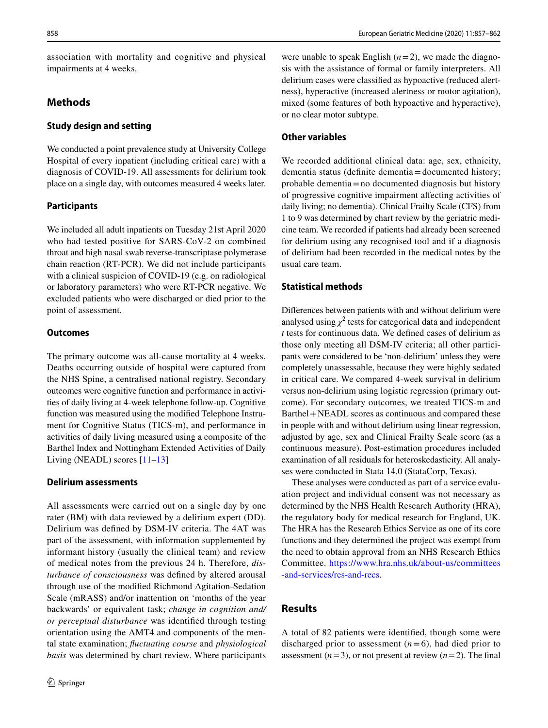association with mortality and cognitive and physical impairments at 4 weeks.

## Methods

### Study design and setting

We conducted a point prevalence study at University College Hospital of every inpatient (including critical care) with a diagnosis of COVID-19. All assessments for delirium took place on a single day, with outcomes measured 4 weeks later.

### Participants

We included all adult inpatients on Tuesday 21st April 2020 who had tested positive for SARS-CoV-2 on combined throat and high nasal swab reverse-transcriptase polymerase chain reaction (RT-PCR). We did not include participants with a clinical suspicion of COVID-19 (e.g. on radiological or laboratory parameters) who were RT-PCR negative. We excluded patients who were discharged or died prior to the point of assessment.

### Outcomes

The primary outcome was all-cause mortality at 4 weeks. Deaths occurring outside of hospital were captured from the NHS Spine, a centralised national registry. Secondary outcomes were cognitive function and performance in activities of daily living at 4-week telephone follow-up. Cognitive function was measured using the modified Telephone Instrument for Cognitive Status (TICS-m), and performance in activities of daily living measured using a composite of the Barthel Index and Nottingham Extended Activities of Daily Living (NEADL) scores [11–13]

### Delirium assessments

All assessments were carried out on a single day by one rater (BM) with data reviewed by a delirium expert (DD). Delirium was defined by DSM-IV criteria. The 4AT was part of the assessment, with information supplemented by informant history (usually the clinical team) and review of medical notes from the previous 24 h. Therefore, *disturbance of consciousness* was defined by altered arousal through use of the modified Richmond Agitation-Sedation Scale (mRASS) and/or inattention on 'months of the year backwards' or equivalent task; *change in cognition and/or perceptual disturbance* was identified through testing orientation using the AMT4 and components of the mental state examination; *fluctuating course* and *physiological basis* was determined by chart review. Where participants were unable to speak English ($n = 2$), we made the diagnosis with the assistance of formal or family interpreters. All delirium cases were classified as hypoactive (reduced alertness), hyperactive (increased alertness or motor agitation), mixed (some features of both hypoactive and hyperactive), or no clear motor subtype.

### Other variables

We recorded additional clinical data: age, sex, ethnicity, dementia status (definite dementia = documented history; probable dementia = no documented diagnosis but history of progressive cognitive impairment affecting activities of daily living; no dementia). Clinical Frailty Scale (CFS) from 1 to 9 was determined by chart review by the geriatric medicine team. We recorded if patients had already been screened for delirium using any recognised tool and if a diagnosis of delirium had been recorded in the medical notes by the usual care team.

### Statistical methods

Differences between patients with and without delirium were analysed using $\chi^2$ tests for categorical data and independent *t* tests for continuous data. We defined cases of delirium as those only meeting all DSM-IV criteria; all other participants were considered to be 'non-delirium' unless they were completely unassessable, because they were highly sedated in critical care. We compared 4-week survival in delirium versus non-delirium using logistic regression (primary outcome). For secondary outcomes, we treated TICS-m and Barthel + NEADL scores as continuous and compared these in people with and without delirium using linear regression, adjusted by age, sex and Clinical Frailty Scale score (as a continuous measure). Post-estimation procedures included examination of all residuals for heteroskedasticity. All analyses were conducted in Stata 14.0 (StataCorp, Texas).

These analyses were conducted as part of a service evaluation project and individual consent was not necessary as determined by the NHS Health Research Authority (HRA), the regulatory body for medical research for England, UK. The HRA has the Research Ethics Service as one of its core functions and they determined the project was exempt from the need to obtain approval from an NHS Research Ethics Committee. https://www.hra.nhs.uk/about-us/committees-and-services/res-and-recs.

## Results

A total of 82 patients were identified, though some were discharged prior to assessment ($n = 6$), had died prior to assessment ($n = 3$), or not present at review ($n = 2$). The final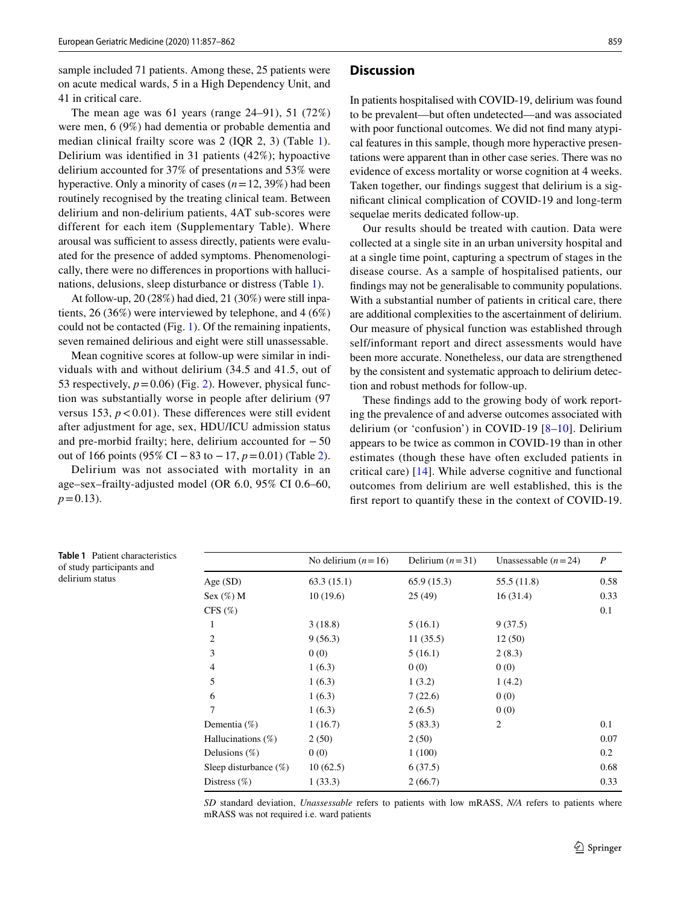sample included 71 patients. Among these, 25 patients were on acute medical wards, 5 in a High Dependency Unit, and 41 in critical care.

The mean age was 61 years (range 24–91), 51 (72%) were men, 6 (9%) had dementia or probable dementia and median clinical frailty score was 2 (IQR 2, 3) (Table 1). Delirium was identified in 31 patients (42%); hypoactive delirium accounted for 37% of presentations and 53% were hyperactive. Only a minority of cases ($n = 12$, 39%) had been routinely recognised by the treating clinical team. Between delirium and non-delirium patients, 4AT sub-scores were different for each item (Supplementary Table). Where arousal was sufficient to assess directly, patients were evaluated for the presence of added symptoms. Phenomenologically, there were no differences in proportions with hallucinations, delusions, sleep disturbance or distress (Table 1).

At follow-up, 20 (28%) had died, 21 (30%) were still inpatients, 26 (36%) were interviewed by telephone, and 4 (6%) could not be contacted (Fig. 1). Of the remaining inpatients, seven remained delirious and eight were still unassessable.

Mean cognitive scores at follow-up were similar in individuals with and without delirium (34.5 and 41.5, out of 53 respectively, $p = 0.06$) (Fig. 2). However, physical function was substantially worse in people after delirium (97 versus 153, $p < 0.01$). These differences were still evident after adjustment for age, sex, HDU/ICU admission status and pre-morbid frailty; here, delirium accounted for −50 out of 166 points (95% CI −83 to −17, $p = 0.01$) (Table 2).

Delirium was not associated with mortality in an age–sex–frailty-adjusted model (OR 6.0, 95% CI 0.6–60, $p = 0.13$).

## Discussion

In patients hospitalised with COVID-19, delirium was found to be prevalent—but often undetected—and was associated with poor functional outcomes. We did not find many atypical features in this sample, though more hyperactive presentations were apparent than in other case series. There was no evidence of excess mortality or worse cognition at 4 weeks. Taken together, our findings suggest that delirium is a significant clinical complication of COVID-19 and long-term sequelae merits dedicated follow-up.

Our results should be treated with caution. Data were collected at a single site in an urban university hospital and at a single time point, capturing a spectrum of stages in the disease course. As a sample of hospitalised patients, our findings may not be generalisable to community populations. With a substantial number of patients in critical care, there are additional complexities to the ascertainment of delirium. Our measure of physical function was established through self/informant report and direct assessments would have been more accurate. Nonetheless, our data are strengthened by the consistent and systematic approach to delirium detection and robust methods for follow-up.

These findings add to the growing body of work reporting the prevalence of and adverse outcomes associated with delirium (or 'confusion') in COVID-19 [8–10]. Delirium appears to be twice as common in COVID-19 than in other estimates (though these have often excluded patients in critical care) [14]. While adverse cognitive and functional outcomes from delirium are well established, this is the first report to quantify these in the context of COVID-19.

**Table 1** Patient characteristics of study participants and delirium status

| | No delirium ($n = 16$) | Delirium ($n = 31$) | Unassessable ($n = 24$) | *P* |
|---|---|---|---|---|
| Age (SD) | 63.3 (15.1) | 65.9 (15.3) | 55.5 (11.8) | 0.58 |
| Sex (%) M | 10 (19.6) | 25 (49) | 16 (31.4) | 0.33 |
| CFS (%) | | | | 0.1 |
| 1 | 3 (18.8) | 5 (16.1) | 9 (37.5) | |
| 2 | 9 (56.3) | 11 (35.5) | 12 (50) | |
| 3 | 0 (0) | 5 (16.1) | 2 (8.3) | |
| 4 | 1 (6.3) | 0 (0) | 0 (0) | |
| 5 | 1 (6.3) | 1 (3.2) | 1 (4.2) | |
| 6 | 1 (6.3) | 7 (22.6) | 0 (0) | |
| 7 | 1 (6.3) | 2 (6.5) | 0 (0) | |
| Dementia (%) | 1 (16.7) | 5 (83.3) | 2 | 0.1 |
| Hallucinations (%) | 2 (50) | 2 (50) | | 0.07 |
| Delusions (%) | 0 (0) | 1 (100) | | 0.2 |
| Sleep disturbance (%) | 10 (62.5) | 6 (37.5) | | 0.68 |
| Distress (%) | 1 (33.3) | 2 (66.7) | | 0.33 |

*SD* standard deviation, *Unassessable* refers to patients with low mRASS, *N/A* refers to patients where mRASS was not required i.e. ward patients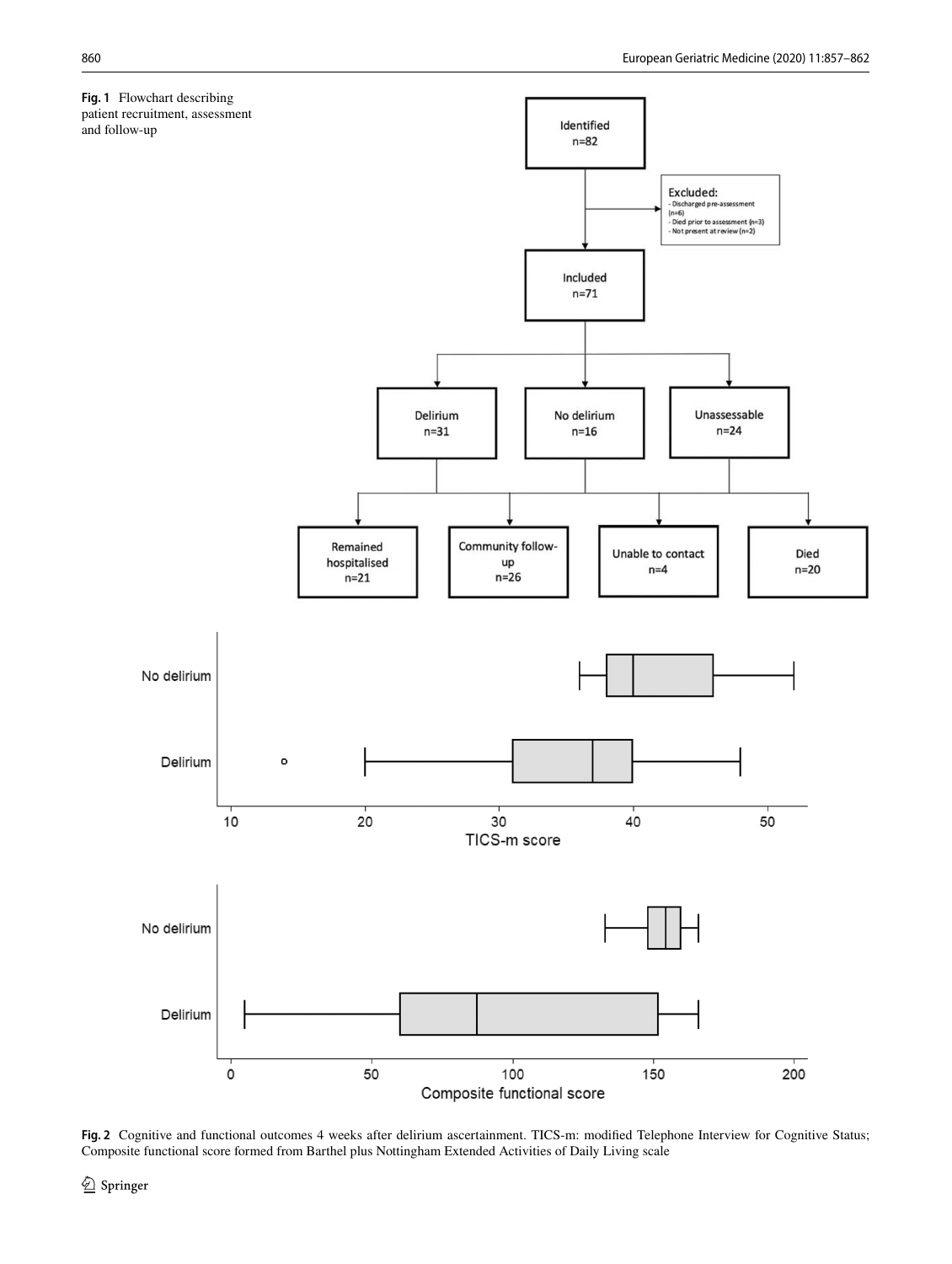**Fig. 1** Flowchart describing patient recruitment, assessment and follow-up

**Fig. 2** Cognitive and functional outcomes 4 weeks after delirium ascertainment. TICS-m: modified Telephone Interview for Cognitive Status; Composite functional score formed from Barthel plus Nottingham Extended Activities of Daily Living scale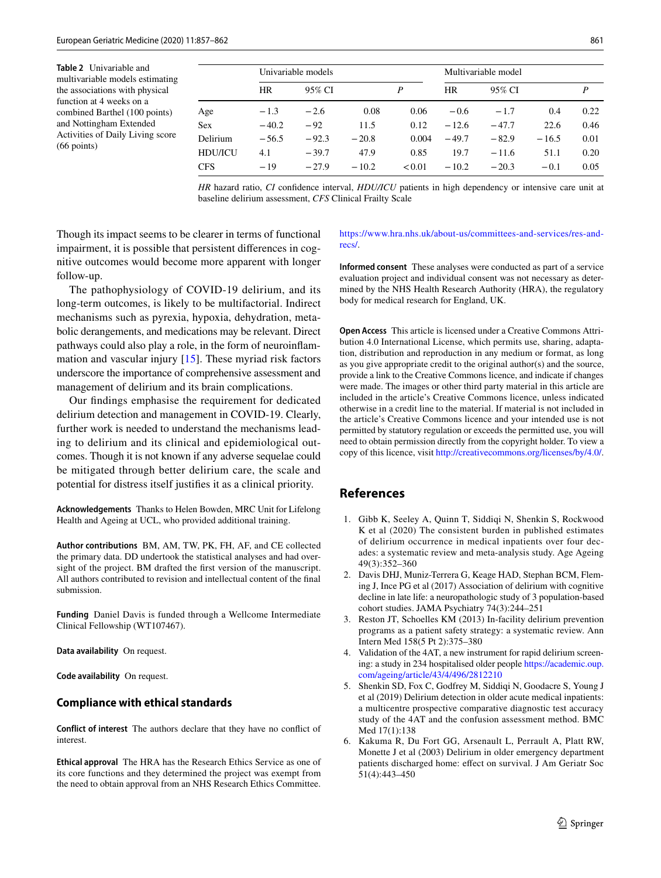**Table 2** Univariable and multivariable models estimating the associations with physical function at 4 weeks on a combined Barthel (100 points) and Nottingham Extended Activities of Daily Living score (66 points)

| | Univariable models | | | | Multivariable model | | | |
|---|---|---|---|---|---|---|---|---|
| | HR | 95% CI | | *P* | HR | 95% CI | | *P* |
| Age | −1.3 | −2.6 | 0.08 | 0.06 | −0.6 | −1.7 | 0.4 | 0.22 |
| Sex | −40.2 | −92 | 11.5 | 0.12 | −12.6 | −47.7 | 22.6 | 0.46 |
| Delirium | −56.5 | −92.3 | −20.8 | 0.004 | −49.7 | −82.9 | −16.5 | 0.01 |
| HDU/ICU | 4.1 | −39.7 | 47.9 | 0.85 | 19.7 | −11.6 | 51.1 | 0.20 |
| CFS | −19 | −27.9 | −10.2 | < 0.01 | −10.2 | −20.3 | −0.1 | 0.05 |

*HR* hazard ratio, *CI* confidence interval, *HDU/ICU* patients in high dependency or intensive care unit at baseline delirium assessment, *CFS* Clinical Frailty Scale

Though its impact seems to be clearer in terms of functional impairment, it is possible that persistent differences in cognitive outcomes would become more apparent with longer follow-up.

The pathophysiology of COVID-19 delirium, and its long-term outcomes, is likely to be multifactorial. Indirect mechanisms such as pyrexia, hypoxia, dehydration, metabolic derangements, and medications may be relevant. Direct pathways could also play a role, in the form of neuroinflammation and vascular injury [15]. These myriad risk factors underscore the importance of comprehensive assessment and management of delirium and its brain complications.

Our findings emphasise the requirement for dedicated delirium detection and management in COVID-19. Clearly, further work is needed to understand the mechanisms leading to delirium and its clinical and epidemiological outcomes. Though it is not known if any adverse sequelae could be mitigated through better delirium care, the scale and potential for distress itself justifies it as a clinical priority.

**Acknowledgements** Thanks to Helen Bowden, MRC Unit for Lifelong Health and Ageing at UCL, who provided additional training.

**Author contributions** BM, AM, TW, PK, FH, AF, and CE collected the primary data. DD undertook the statistical analyses and had oversight of the project. BM drafted the first version of the manuscript. All authors contributed to revision and intellectual content of the final submission.

**Funding** Daniel Davis is funded through a Wellcome Intermediate Clinical Fellowship (WT107467).

**Data availability** On request.

**Code availability** On request.

## Compliance with ethical standards

**Conflict of interest** The authors declare that they have no conflict of interest.

**Ethical approval** The HRA has the Research Ethics Service as one of its core functions and they determined the project was exempt from the need to obtain approval from an NHS Research Ethics Committee. https://www.hra.nhs.uk/about-us/committees-and-services/res-and-recs/.

**Informed consent** These analyses were conducted as part of a service evaluation project and individual consent was not necessary as determined by the NHS Health Research Authority (HRA), the regulatory body for medical research for England, UK.

**Open Access** This article is licensed under a Creative Commons Attribution 4.0 International License, which permits use, sharing, adaptation, distribution and reproduction in any medium or format, as long as you give appropriate credit to the original author(s) and the source, provide a link to the Creative Commons licence, and indicate if changes were made. The images or other third party material in this article are included in the article's Creative Commons licence, unless indicated otherwise in a credit line to the material. If material is not included in the article's Creative Commons licence and your intended use is not permitted by statutory regulation or exceeds the permitted use, you will need to obtain permission directly from the copyright holder. To view a copy of this licence, visit http://creativecommons.org/licenses/by/4.0/.

## References

1. Gibb K, Seeley A, Quinn T, Siddiqi N, Shenkin S, Rockwood K et al (2020) The consistent burden in published estimates of delirium occurrence in medical inpatients over four decades: a systematic review and meta-analysis study. Age Ageing 49(3):352–360
2. Davis DHJ, Muniz-Terrera G, Keage HAD, Stephan BCM, Fleming J, Ince PG et al (2017) Association of delirium with cognitive decline in late life: a neuropathologic study of 3 population-based cohort studies. JAMA Psychiatry 74(3):244–251
3. Reston JT, Schoelles KM (2013) In-facility delirium prevention programs as a patient safety strategy: a systematic review. Ann Intern Med 158(5 Pt 2):375–380
4. Validation of the 4AT, a new instrument for rapid delirium screening: a study in 234 hospitalised older people https://academic.oup.com/ageing/article/43/4/496/2812210
5. Shenkin SD, Fox C, Godfrey M, Siddiqi N, Goodacre S, Young J et al (2019) Delirium detection in older acute medical inpatients: a multicentre prospective comparative diagnostic test accuracy study of the 4AT and the confusion assessment method. BMC Med 17(1):138
6. Kakuma R, Du Fort GG, Arsenault L, Perrault A, Platt RW, Monette J et al (2003) Delirium in older emergency department patients discharged home: effect on survival. J Am Geriatr Soc 51(4):443–450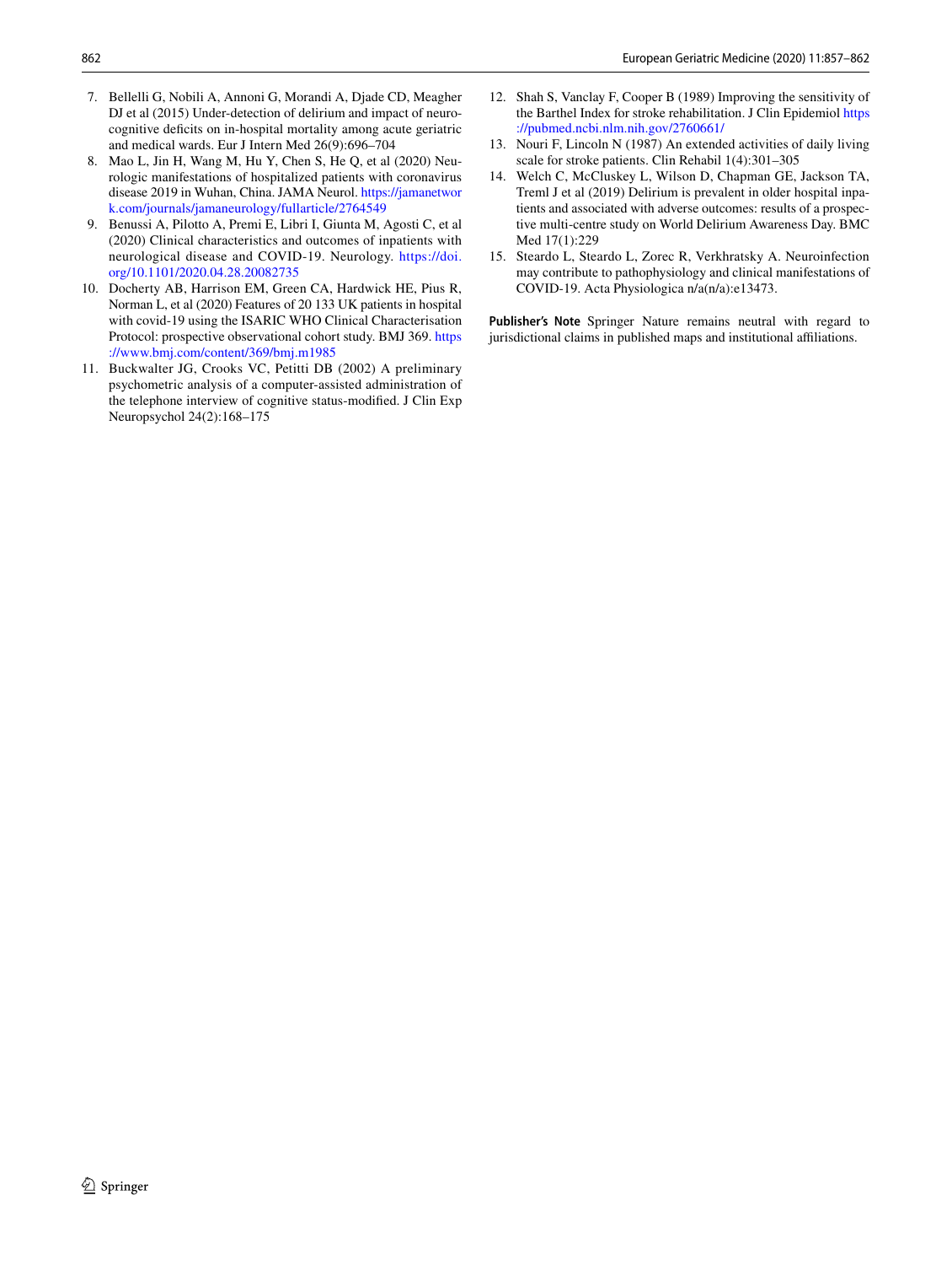7. Bellelli G, Nobili A, Annoni G, Morandi A, Djade CD, Meagher DJ et al (2015) Under-detection of delirium and impact of neurocognitive deficits on in-hospital mortality among acute geriatric and medical wards. Eur J Intern Med 26(9):696–704
8. Mao L, Jin H, Wang M, Hu Y, Chen S, He Q, et al (2020) Neurologic manifestations of hospitalized patients with coronavirus disease 2019 in Wuhan, China. JAMA Neurol. https://jamanetwork.com/journals/jamaneurology/fullarticle/2764549
9. Benussi A, Pilotto A, Premi E, Libri I, Giunta M, Agosti C, et al (2020) Clinical characteristics and outcomes of inpatients with neurological disease and COVID-19. Neurology. https://doi.org/10.1101/2020.04.28.20082735
10. Docherty AB, Harrison EM, Green CA, Hardwick HE, Pius R, Norman L, et al (2020) Features of 20 133 UK patients in hospital with covid-19 using the ISARIC WHO Clinical Characterisation Protocol: prospective observational cohort study. BMJ 369. https://www.bmj.com/content/369/bmj.m1985
11. Buckwalter JG, Crooks VC, Petitti DB (2002) A preliminary psychometric analysis of a computer-assisted administration of the telephone interview of cognitive status-modified. J Clin Exp Neuropsychol 24(2):168–175
12. Shah S, Vanclay F, Cooper B (1989) Improving the sensitivity of the Barthel Index for stroke rehabilitation. J Clin Epidemiol https://pubmed.ncbi.nlm.nih.gov/2760661/
13. Nouri F, Lincoln N (1987) An extended activities of daily living scale for stroke patients. Clin Rehabil 1(4):301–305
14. Welch C, McCluskey L, Wilson D, Chapman GE, Jackson TA, Treml J et al (2019) Delirium is prevalent in older hospital inpatients and associated with adverse outcomes: results of a prospective multi-centre study on World Delirium Awareness Day. BMC Med 17(1):229
15. Steardo L, Steardo L, Zorec R, Verkhratsky A. Neuroinfection may contribute to pathophysiology and clinical manifestations of COVID-19. Acta Physiologica n/a(n/a):e13473.

**Publisher's Note** Springer Nature remains neutral with regard to jurisdictional claims in published maps and institutional affiliations.